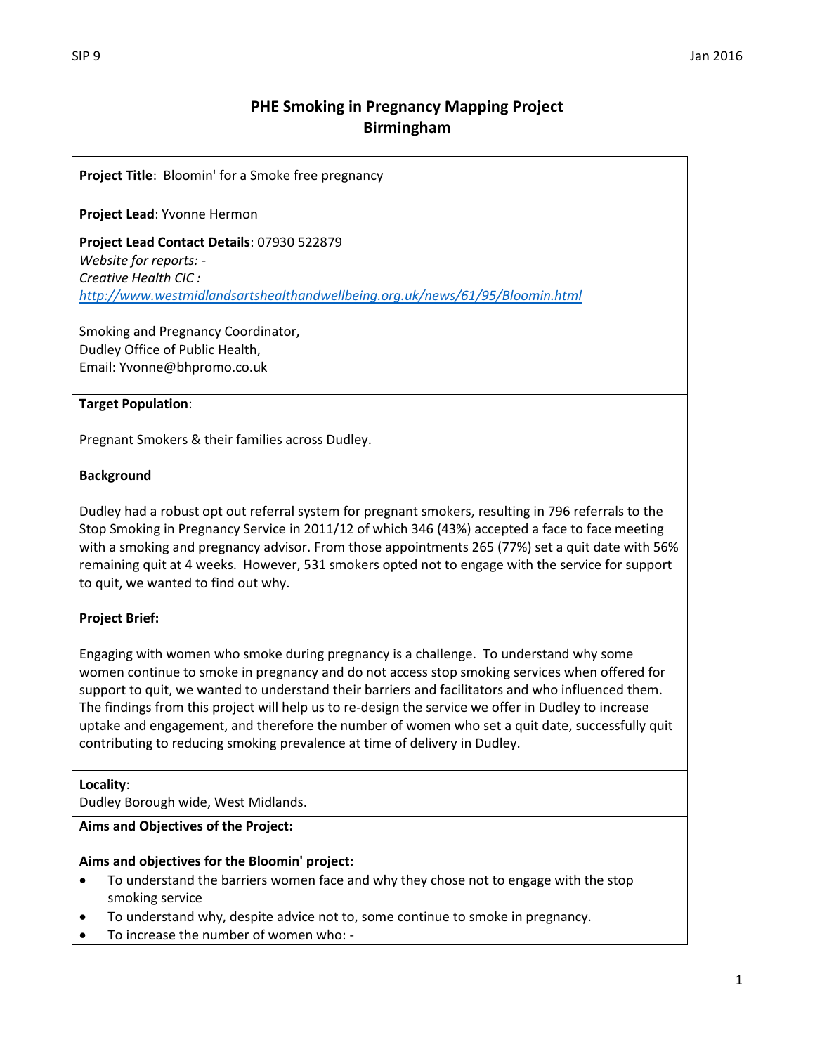# PHE Smoking in Pregnancy Mapping Project
## Birmingham

**Project Title**: Bloomin' for a Smoke free pregnancy

**Project Lead**: Yvonne Hermon

**Project Lead Contact Details**: 07930 522879
*Website for reports: -*
*Creative Health CIC :*
*http://www.westmidlandsartshealthandwellbeing.org.uk/news/61/95/Bloomin.html*

Smoking and Pregnancy Coordinator,
Dudley Office of Public Health,
Email: Yvonne@bhpromo.co.uk

**Target Population**:

Pregnant Smokers & their families across Dudley.

**Background**

Dudley had a robust opt out referral system for pregnant smokers, resulting in 796 referrals to the Stop Smoking in Pregnancy Service in 2011/12 of which 346 (43%) accepted a face to face meeting with a smoking and pregnancy advisor. From those appointments 265 (77%) set a quit date with 56% remaining quit at 4 weeks. However, 531 smokers opted not to engage with the service for support to quit, we wanted to find out why.

**Project Brief:**

Engaging with women who smoke during pregnancy is a challenge. To understand why some women continue to smoke in pregnancy and do not access stop smoking services when offered for support to quit, we wanted to understand their barriers and facilitators and who influenced them. The findings from this project will help us to re-design the service we offer in Dudley to increase uptake and engagement, and therefore the number of women who set a quit date, successfully quit contributing to reducing smoking prevalence at time of delivery in Dudley.

**Locality**:
Dudley Borough wide, West Midlands.

**Aims and Objectives of the Project:**

**Aims and objectives for the Bloomin' project:**

- To understand the barriers women face and why they chose not to engage with the stop smoking service
- To understand why, despite advice not to, some continue to smoke in pregnancy.
- To increase the number of women who: -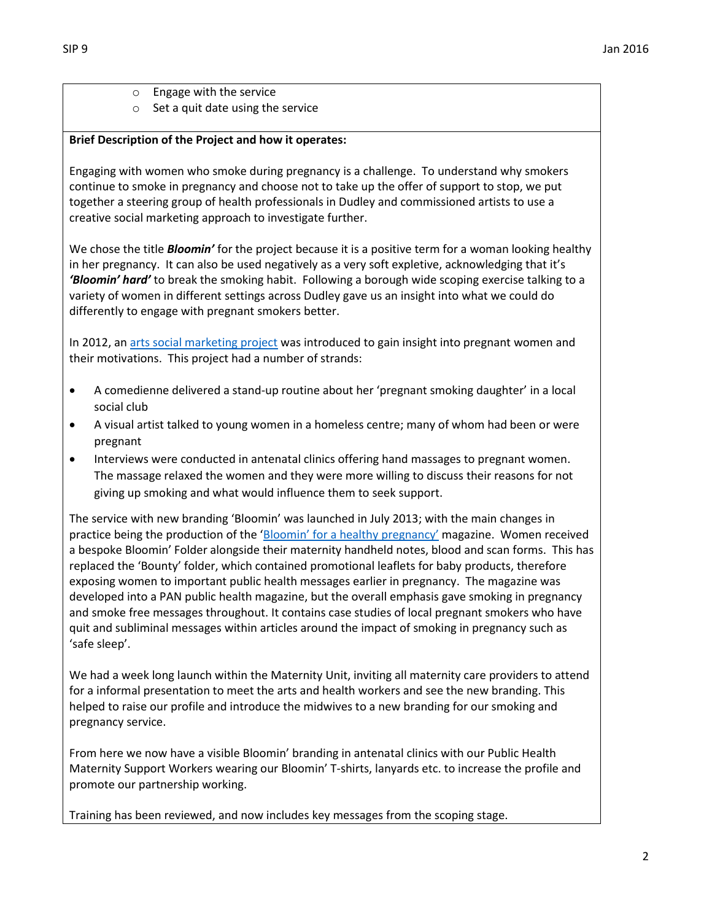- Engage with the service
- Set a quit date using the service

**Brief Description of the Project and how it operates:**

Engaging with women who smoke during pregnancy is a challenge. To understand why smokers continue to smoke in pregnancy and choose not to take up the offer of support to stop, we put together a steering group of health professionals in Dudley and commissioned artists to use a creative social marketing approach to investigate further.

We chose the title ***Bloomin'*** for the project because it is a positive term for a woman looking healthy in her pregnancy. It can also be used negatively as a very soft expletive, acknowledging that it's ***'Bloomin' hard'*** to break the smoking habit. Following a borough wide scoping exercise talking to a variety of women in different settings across Dudley gave us an insight into what we could do differently to engage with pregnant smokers better.

In 2012, an arts social marketing project was introduced to gain insight into pregnant women and their motivations. This project had a number of strands:

- A comedienne delivered a stand-up routine about her 'pregnant smoking daughter' in a local social club
- A visual artist talked to young women in a homeless centre; many of whom had been or were pregnant
- Interviews were conducted in antenatal clinics offering hand massages to pregnant women. The massage relaxed the women and they were more willing to discuss their reasons for not giving up smoking and what would influence them to seek support.

The service with new branding 'Bloomin' was launched in July 2013; with the main changes in practice being the production of the 'Bloomin' for a healthy pregnancy' magazine. Women received a bespoke Bloomin' Folder alongside their maternity handheld notes, blood and scan forms. This has replaced the 'Bounty' folder, which contained promotional leaflets for baby products, therefore exposing women to important public health messages earlier in pregnancy. The magazine was developed into a PAN public health magazine, but the overall emphasis gave smoking in pregnancy and smoke free messages throughout. It contains case studies of local pregnant smokers who have quit and subliminal messages within articles around the impact of smoking in pregnancy such as 'safe sleep'.

We had a week long launch within the Maternity Unit, inviting all maternity care providers to attend for a informal presentation to meet the arts and health workers and see the new branding. This helped to raise our profile and introduce the midwives to a new branding for our smoking and pregnancy service.

From here we now have a visible Bloomin' branding in antenatal clinics with our Public Health Maternity Support Workers wearing our Bloomin' T-shirts, lanyards etc. to increase the profile and promote our partnership working.

Training has been reviewed, and now includes key messages from the scoping stage.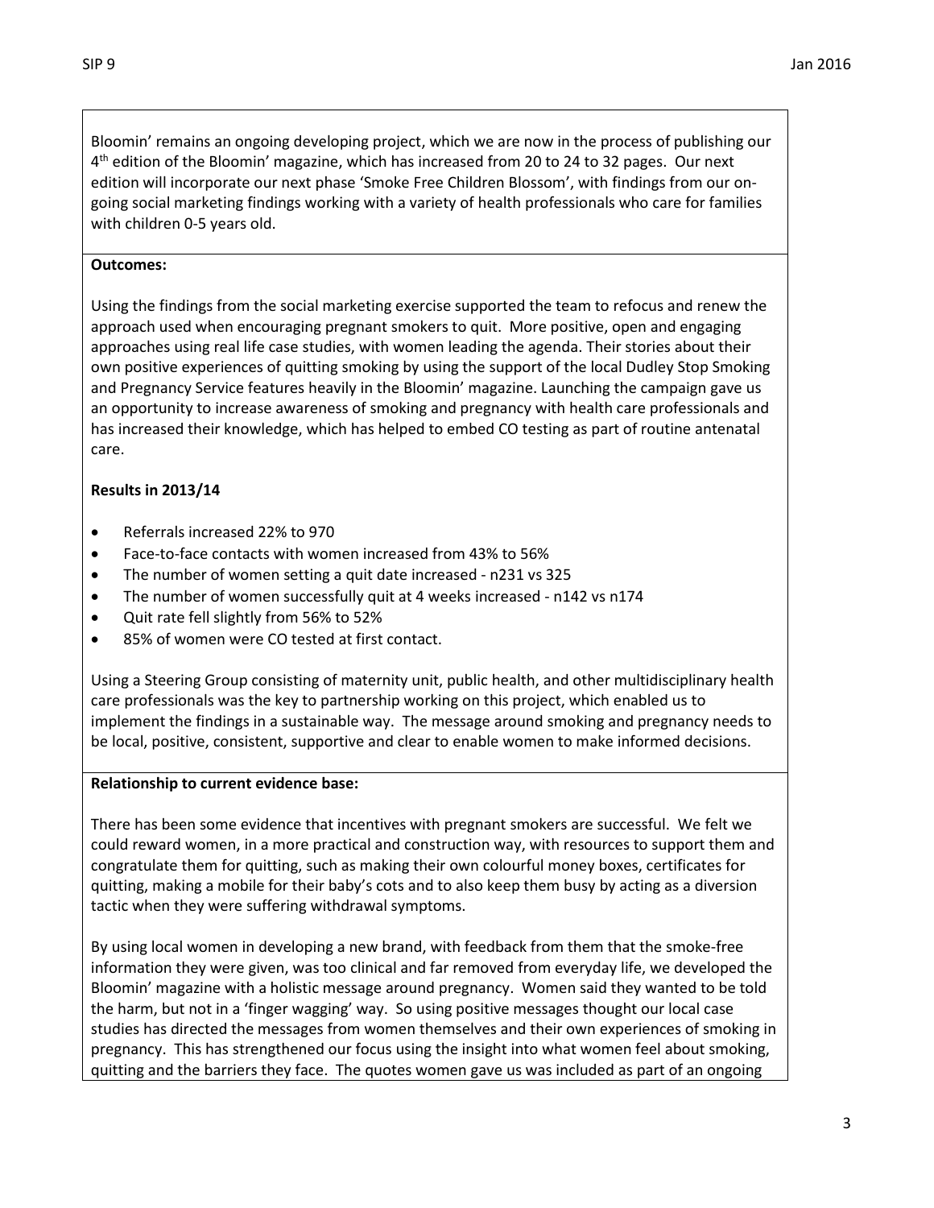Bloomin' remains an ongoing developing project, which we are now in the process of publishing our 4th edition of the Bloomin' magazine, which has increased from 20 to 24 to 32 pages. Our next edition will incorporate our next phase 'Smoke Free Children Blossom', with findings from our on-going social marketing findings working with a variety of health professionals who care for families with children 0-5 years old.

**Outcomes:**

Using the findings from the social marketing exercise supported the team to refocus and renew the approach used when encouraging pregnant smokers to quit. More positive, open and engaging approaches using real life case studies, with women leading the agenda. Their stories about their own positive experiences of quitting smoking by using the support of the local Dudley Stop Smoking and Pregnancy Service features heavily in the Bloomin' magazine. Launching the campaign gave us an opportunity to increase awareness of smoking and pregnancy with health care professionals and has increased their knowledge, which has helped to embed CO testing as part of routine antenatal care.

**Results in 2013/14**

- Referrals increased 22% to 970
- Face-to-face contacts with women increased from 43% to 56%
- The number of women setting a quit date increased - n231 vs 325
- The number of women successfully quit at 4 weeks increased - n142 vs n174
- Quit rate fell slightly from 56% to 52%
- 85% of women were CO tested at first contact.

Using a Steering Group consisting of maternity unit, public health, and other multidisciplinary health care professionals was the key to partnership working on this project, which enabled us to implement the findings in a sustainable way. The message around smoking and pregnancy needs to be local, positive, consistent, supportive and clear to enable women to make informed decisions.

**Relationship to current evidence base:**

There has been some evidence that incentives with pregnant smokers are successful. We felt we could reward women, in a more practical and construction way, with resources to support them and congratulate them for quitting, such as making their own colourful money boxes, certificates for quitting, making a mobile for their baby's cots and to also keep them busy by acting as a diversion tactic when they were suffering withdrawal symptoms.

By using local women in developing a new brand, with feedback from them that the smoke-free information they were given, was too clinical and far removed from everyday life, we developed the Bloomin' magazine with a holistic message around pregnancy. Women said they wanted to be told the harm, but not in a 'finger wagging' way. So using positive messages thought our local case studies has directed the messages from women themselves and their own experiences of smoking in pregnancy. This has strengthened our focus using the insight into what women feel about smoking, quitting and the barriers they face. The quotes women gave us was included as part of an ongoing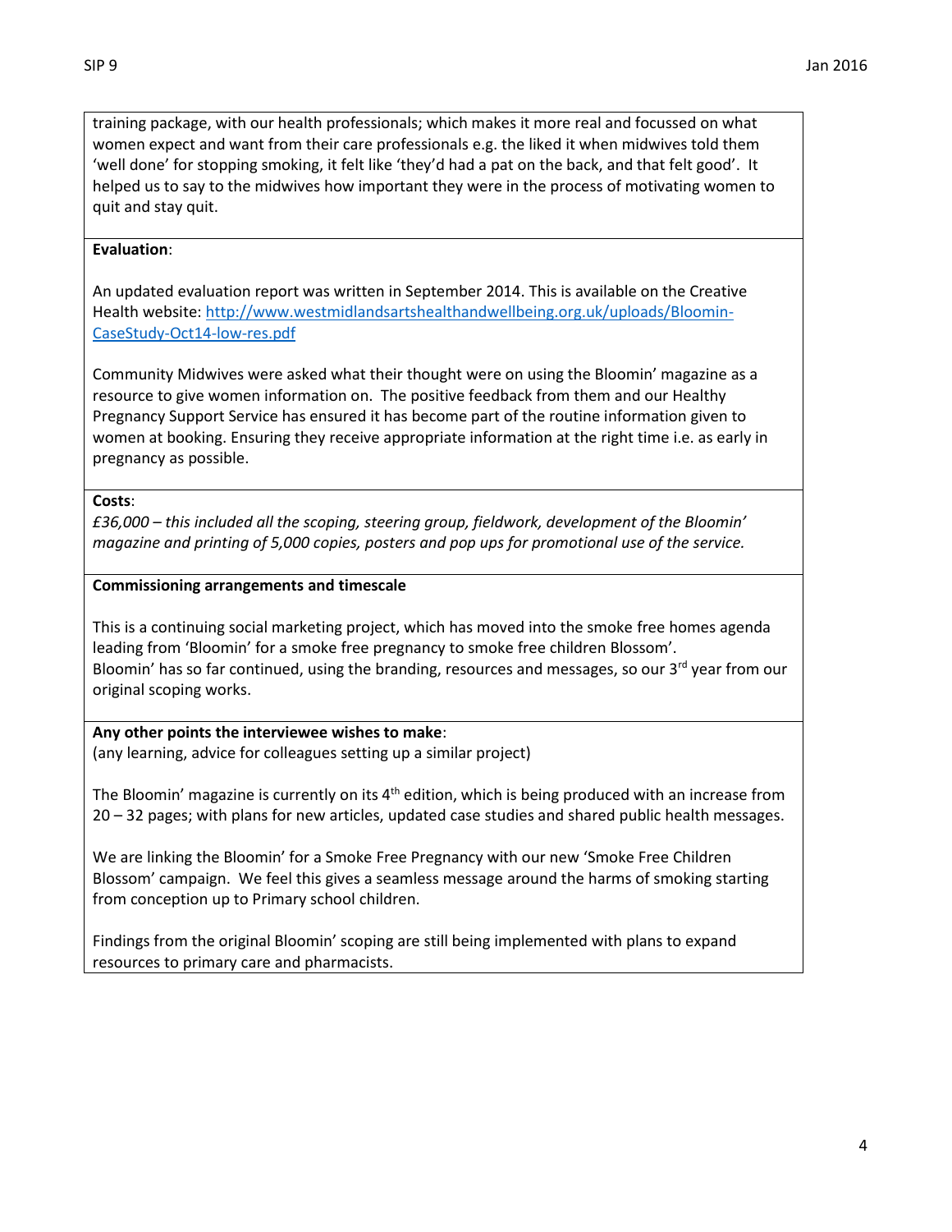training package, with our health professionals; which makes it more real and focussed on what women expect and want from their care professionals e.g. the liked it when midwives told them 'well done' for stopping smoking, it felt like 'they'd had a pat on the back, and that felt good'. It helped us to say to the midwives how important they were in the process of motivating women to quit and stay quit.

**Evaluation**:

An updated evaluation report was written in September 2014. This is available on the Creative Health website: http://www.westmidlandsartshealthandwellbeing.org.uk/uploads/Bloomin-CaseStudy-Oct14-low-res.pdf

Community Midwives were asked what their thought were on using the Bloomin' magazine as a resource to give women information on. The positive feedback from them and our Healthy Pregnancy Support Service has ensured it has become part of the routine information given to women at booking. Ensuring they receive appropriate information at the right time i.e. as early in pregnancy as possible.

**Costs**:

*£36,000 – this included all the scoping, steering group, fieldwork, development of the Bloomin' magazine and printing of 5,000 copies, posters and pop ups for promotional use of the service.*

**Commissioning arrangements and timescale**

This is a continuing social marketing project, which has moved into the smoke free homes agenda leading from 'Bloomin' for a smoke free pregnancy to smoke free children Blossom'.
Bloomin' has so far continued, using the branding, resources and messages, so our 3rd year from our original scoping works.

**Any other points the interviewee wishes to make**:
(any learning, advice for colleagues setting up a similar project)

The Bloomin' magazine is currently on its 4th edition, which is being produced with an increase from 20 – 32 pages; with plans for new articles, updated case studies and shared public health messages.

We are linking the Bloomin' for a Smoke Free Pregnancy with our new 'Smoke Free Children Blossom' campaign. We feel this gives a seamless message around the harms of smoking starting from conception up to Primary school children.

Findings from the original Bloomin' scoping are still being implemented with plans to expand resources to primary care and pharmacists.